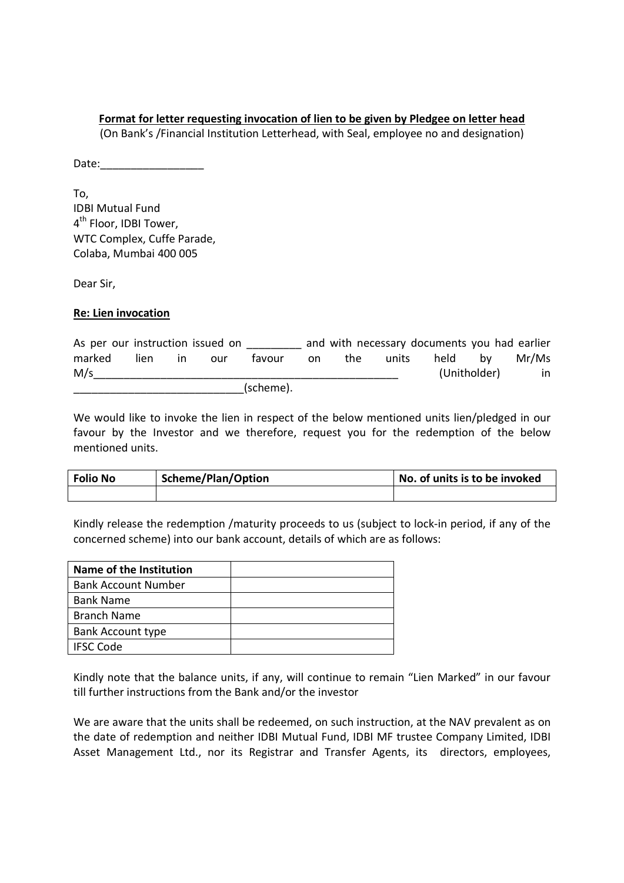**Format for letter requesting invocation of lien to be given by Pledgee on letter head**

(On Bank's /Financial Institution Letterhead, with Seal, employee no and designation)

Date:_________________

To,
IDBI Mutual Fund
4th Floor, IDBI Tower,
WTC Complex, Cuffe Parade,
Colaba, Mumbai 400 005

Dear Sir,

**Re: Lien invocation**

As per our instruction issued on _________ and with necessary documents you had earlier marked lien in our favour on the units held by Mr/Ms M/s_____________________________________________________ (Unitholder) in ____________________________(scheme).

We would like to invoke the lien in respect of the below mentioned units lien/pledged in our favour by the Investor and we therefore, request you for the redemption of the below mentioned units.

| Folio No | Scheme/Plan/Option | No. of units is to be invoked |
|---|---|---|
| | | |

Kindly release the redemption /maturity proceeds to us (subject to lock-in period, if any of the concerned scheme) into our bank account, details of which are as follows:

| Name of the Institution | |
|---|---|
| Bank Account Number | |
| Bank Name | |
| Branch Name | |
| Bank Account type | |
| IFSC Code | |

Kindly note that the balance units, if any, will continue to remain "Lien Marked" in our favour till further instructions from the Bank and/or the investor

We are aware that the units shall be redeemed, on such instruction, at the NAV prevalent as on the date of redemption and neither IDBI Mutual Fund, IDBI MF trustee Company Limited, IDBI Asset Management Ltd., nor its Registrar and Transfer Agents, its directors, employees,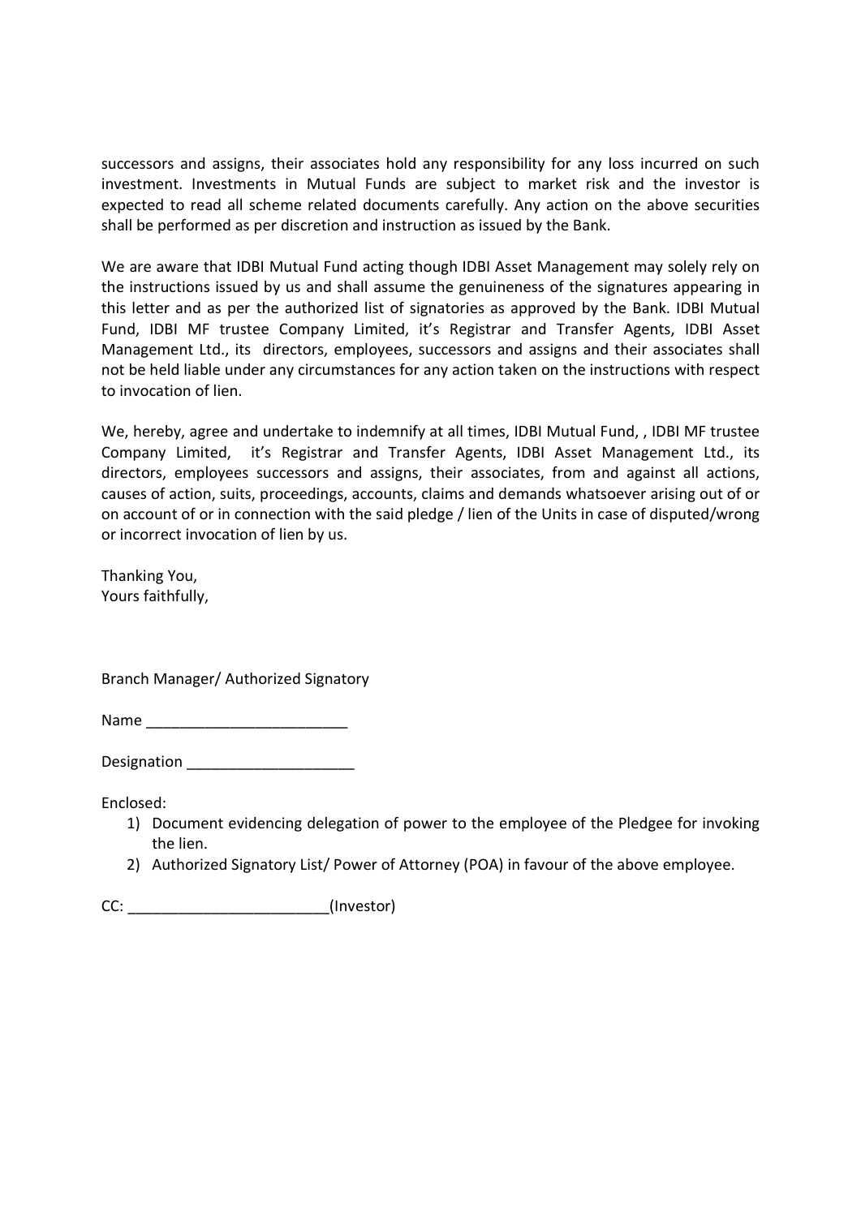successors and assigns, their associates hold any responsibility for any loss incurred on such investment. Investments in Mutual Funds are subject to market risk and the investor is expected to read all scheme related documents carefully. Any action on the above securities shall be performed as per discretion and instruction as issued by the Bank.

We are aware that IDBI Mutual Fund acting though IDBI Asset Management may solely rely on the instructions issued by us and shall assume the genuineness of the signatures appearing in this letter and as per the authorized list of signatories as approved by the Bank. IDBI Mutual Fund, IDBI MF trustee Company Limited, it's Registrar and Transfer Agents, IDBI Asset Management Ltd., its directors, employees, successors and assigns and their associates shall not be held liable under any circumstances for any action taken on the instructions with respect to invocation of lien.

We, hereby, agree and undertake to indemnify at all times, IDBI Mutual Fund, , IDBI MF trustee Company Limited, it's Registrar and Transfer Agents, IDBI Asset Management Ltd., its directors, employees successors and assigns, their associates, from and against all actions, causes of action, suits, proceedings, accounts, claims and demands whatsoever arising out of or on account of or in connection with the said pledge / lien of the Units in case of disputed/wrong or incorrect invocation of lien by us.

Thanking You,
Yours faithfully,

Branch Manager/ Authorized Signatory

Name ________________________

Designation ____________________

Enclosed:

1) Document evidencing delegation of power to the employee of the Pledgee for invoking the lien.
2) Authorized Signatory List/ Power of Attorney (POA) in favour of the above employee.

CC: ________________________(Investor)